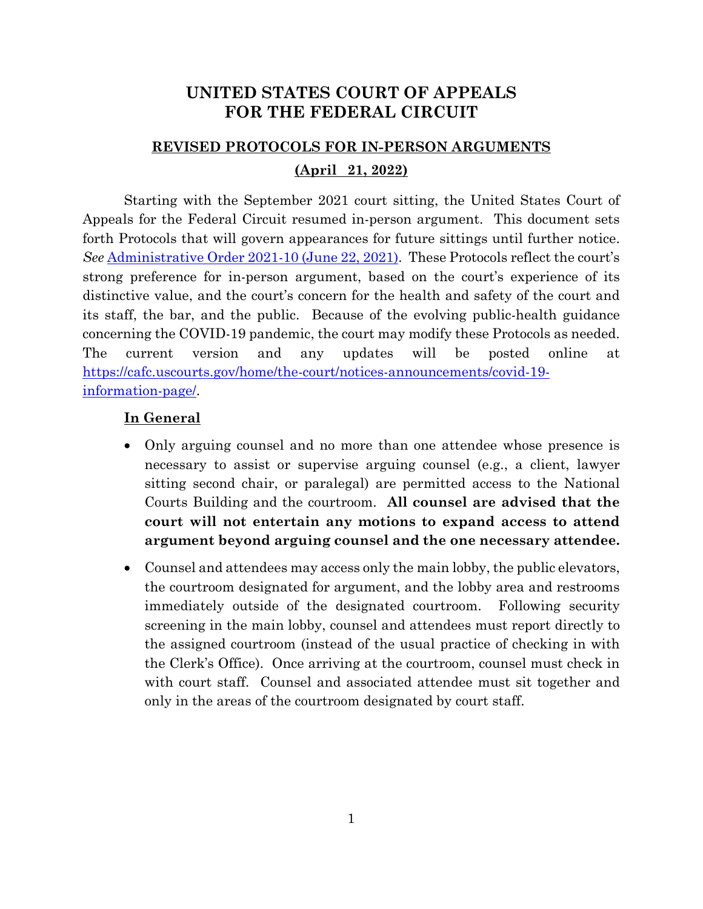# UNITED STATES COURT OF APPEALS FOR THE FEDERAL CIRCUIT

## REVISED PROTOCOLS FOR IN-PERSON ARGUMENTS

**(April 21, 2022)**

Starting with the September 2021 court sitting, the United States Court of Appeals for the Federal Circuit resumed in-person argument. This document sets forth Protocols that will govern appearances for future sittings until further notice. *See* [Administrative Order 2021-10 (June 22, 2021)](). These Protocols reflect the court's strong preference for in-person argument, based on the court's experience of its distinctive value, and the court's concern for the health and safety of the court and its staff, the bar, and the public. Because of the evolving public-health guidance concerning the COVID-19 pandemic, the court may modify these Protocols as needed. The current version and any updates will be posted online at [https://cafc.uscourts.gov/home/the-court/notices-announcements/covid-19-information-page/](https://cafc.uscourts.gov/home/the-court/notices-announcements/covid-19-information-page/).

### In General

- Only arguing counsel and no more than one attendee whose presence is necessary to assist or supervise arguing counsel (e.g., a client, lawyer sitting second chair, or paralegal) are permitted access to the National Courts Building and the courtroom. **All counsel are advised that the court will not entertain any motions to expand access to attend argument beyond arguing counsel and the one necessary attendee.**
- Counsel and attendees may access only the main lobby, the public elevators, the courtroom designated for argument, and the lobby area and restrooms immediately outside of the designated courtroom. Following security screening in the main lobby, counsel and attendees must report directly to the assigned courtroom (instead of the usual practice of checking in with the Clerk's Office). Once arriving at the courtroom, counsel must check in with court staff. Counsel and associated attendee must sit together and only in the areas of the courtroom designated by court staff.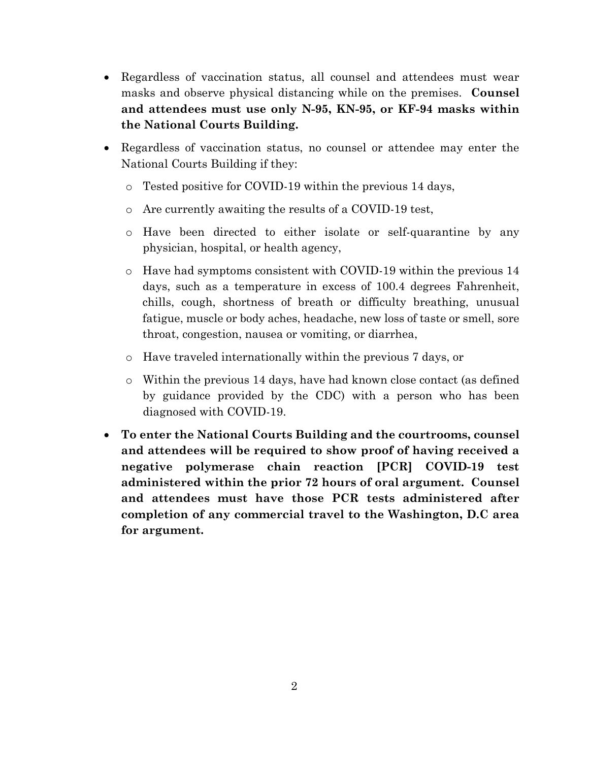- Regardless of vaccination status, all counsel and attendees must wear masks and observe physical distancing while on the premises. **Counsel and attendees must use only N-95, KN-95, or KF-94 masks within the National Courts Building.**

- Regardless of vaccination status, no counsel or attendee may enter the National Courts Building if they:

  - Tested positive for COVID-19 within the previous 14 days,

  - Are currently awaiting the results of a COVID-19 test,

  - Have been directed to either isolate or self-quarantine by any physician, hospital, or health agency,

  - Have had symptoms consistent with COVID-19 within the previous 14 days, such as a temperature in excess of 100.4 degrees Fahrenheit, chills, cough, shortness of breath or difficulty breathing, unusual fatigue, muscle or body aches, headache, new loss of taste or smell, sore throat, congestion, nausea or vomiting, or diarrhea,

  - Have traveled internationally within the previous 7 days, or

  - Within the previous 14 days, have had known close contact (as defined by guidance provided by the CDC) with a person who has been diagnosed with COVID-19.

- **To enter the National Courts Building and the courtrooms, counsel and attendees will be required to show proof of having received a negative polymerase chain reaction [PCR] COVID-19 test administered within the prior 72 hours of oral argument. Counsel and attendees must have those PCR tests administered after completion of any commercial travel to the Washington, D.C area for argument.**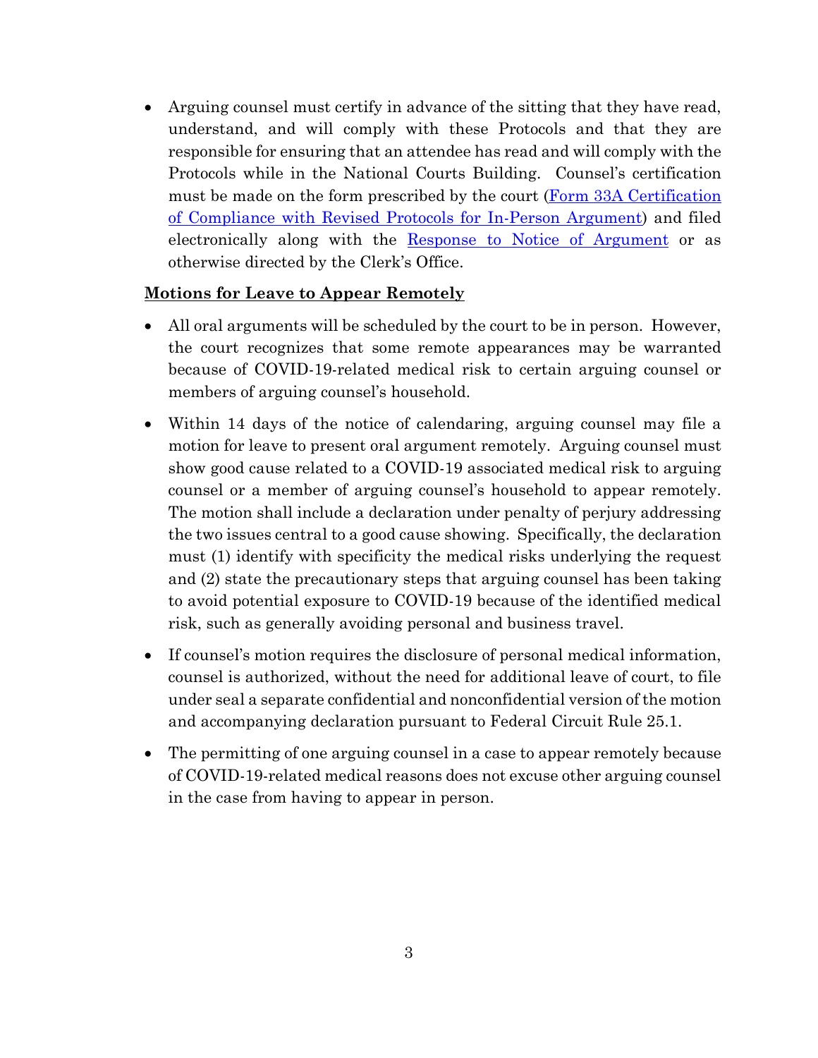- Arguing counsel must certify in advance of the sitting that they have read, understand, and will comply with these Protocols and that they are responsible for ensuring that an attendee has read and will comply with the Protocols while in the National Courts Building. Counsel's certification must be made on the form prescribed by the court (Form 33A Certification of Compliance with Revised Protocols for In-Person Argument) and filed electronically along with the Response to Notice of Argument or as otherwise directed by the Clerk's Office.

**Motions for Leave to Appear Remotely**

- All oral arguments will be scheduled by the court to be in person. However, the court recognizes that some remote appearances may be warranted because of COVID-19-related medical risk to certain arguing counsel or members of arguing counsel's household.
- Within 14 days of the notice of calendaring, arguing counsel may file a motion for leave to present oral argument remotely. Arguing counsel must show good cause related to a COVID-19 associated medical risk to arguing counsel or a member of arguing counsel's household to appear remotely. The motion shall include a declaration under penalty of perjury addressing the two issues central to a good cause showing. Specifically, the declaration must (1) identify with specificity the medical risks underlying the request and (2) state the precautionary steps that arguing counsel has been taking to avoid potential exposure to COVID-19 because of the identified medical risk, such as generally avoiding personal and business travel.
- If counsel's motion requires the disclosure of personal medical information, counsel is authorized, without the need for additional leave of court, to file under seal a separate confidential and nonconfidential version of the motion and accompanying declaration pursuant to Federal Circuit Rule 25.1.
- The permitting of one arguing counsel in a case to appear remotely because of COVID-19-related medical reasons does not excuse other arguing counsel in the case from having to appear in person.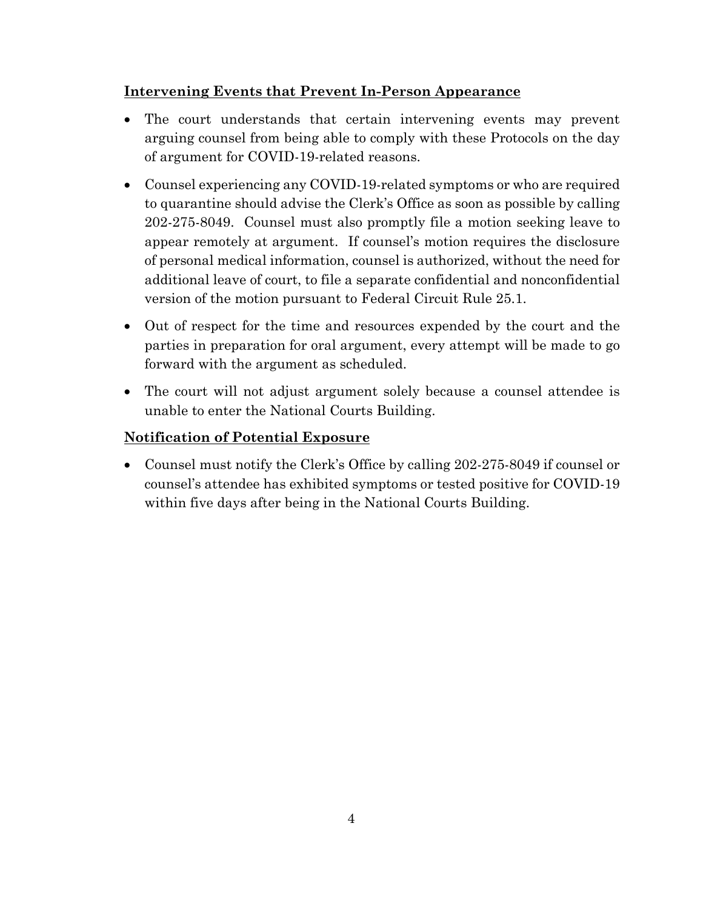**Intervening Events that Prevent In-Person Appearance**

- The court understands that certain intervening events may prevent arguing counsel from being able to comply with these Protocols on the day of argument for COVID-19-related reasons.
- Counsel experiencing any COVID-19-related symptoms or who are required to quarantine should advise the Clerk's Office as soon as possible by calling 202-275-8049. Counsel must also promptly file a motion seeking leave to appear remotely at argument. If counsel's motion requires the disclosure of personal medical information, counsel is authorized, without the need for additional leave of court, to file a separate confidential and nonconfidential version of the motion pursuant to Federal Circuit Rule 25.1.
- Out of respect for the time and resources expended by the court and the parties in preparation for oral argument, every attempt will be made to go forward with the argument as scheduled.
- The court will not adjust argument solely because a counsel attendee is unable to enter the National Courts Building.

**Notification of Potential Exposure**

- Counsel must notify the Clerk's Office by calling 202-275-8049 if counsel or counsel's attendee has exhibited symptoms or tested positive for COVID-19 within five days after being in the National Courts Building.